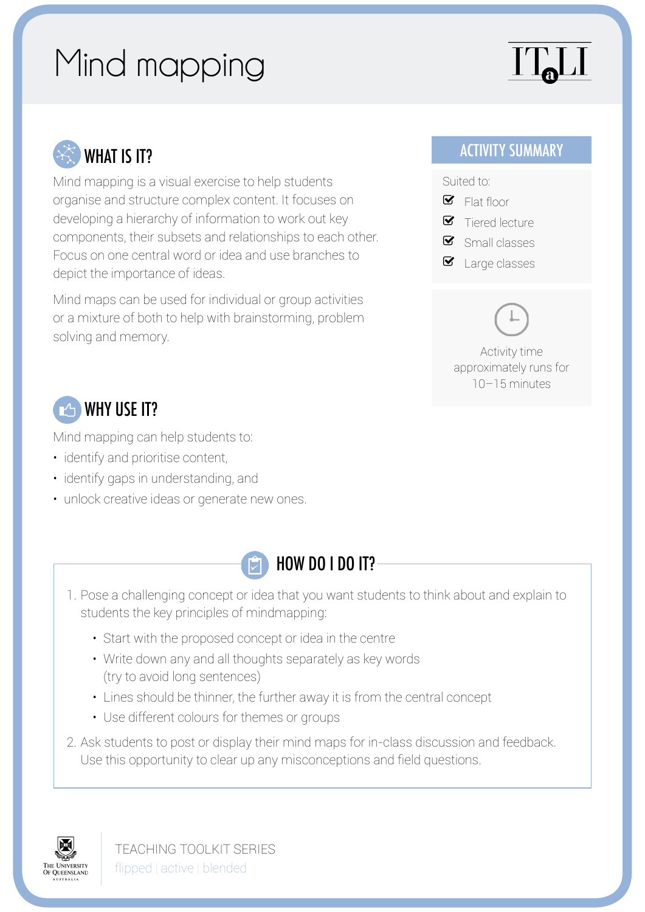# Mind mapping

## WHAT IS IT?

Mind mapping is a visual exercise to help students organise and structure complex content. It focuses on developing a hierarchy of information to work out key components, their subsets and relationships to each other. Focus on one central word or idea and use branches to depict the importance of ideas.

Mind maps can be used for individual or group activities or a mixture of both to help with brainstorming, problem solving and memory.

## WHY USE IT?

Mind mapping can help students to:

- identify and prioritise content,
- identify gaps in understanding, and
- unlock creative ideas or generate new ones.

## ACTIVITY SUMMARY

Suited to:

- [x] Flat floor
- [x] Tiered lecture
- [x] Small classes
- [x] Large classes

Activity time approximately runs for 10–15 minutes

## HOW DO I DO IT?

1. Pose a challenging concept or idea that you want students to think about and explain to students the key principles of mindmapping:
   - Start with the proposed concept or idea in the centre
   - Write down any and all thoughts separately as key words (try to avoid long sentences)
   - Lines should be thinner, the further away it is from the central concept
   - Use different colours for themes or groups
2. Ask students to post or display their mind maps for in-class discussion and feedback. Use this opportunity to clear up any misconceptions and field questions.

TEACHING TOOLKIT SERIES
flipped | active | blended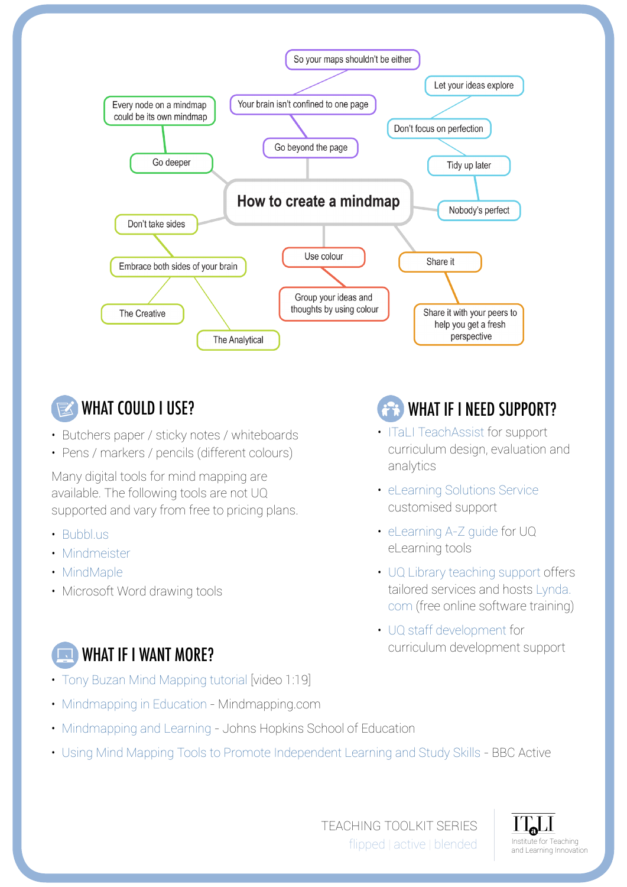How to create a mindmap

- Go deeper
  - Every node on a mindmap could be its own mindmap
- Go beyond the page
  - Your brain isn't confined to one page
    - So your maps shouldn't be either
- Nobody's perfect
  - Tidy up later
    - Don't focus on perfection
      - Let your ideas explore
- Don't take sides
  - Embrace both sides of your brain
    - The Creative
    - The Analytical
- Use colour
  - Group your ideas and thoughts by using colour
- Share it
  - Share it with your peers to help you get a fresh perspective

## WHAT COULD I USE?

- Butchers paper / sticky notes / whiteboards
- Pens / markers / pencils (different colours)

Many digital tools for mind mapping are available. The following tools are not UQ supported and vary from free to pricing plans.

- Bubbl.us
- Mindmeister
- MindMaple
- Microsoft Word drawing tools

## WHAT IF I NEED SUPPORT?

- ITaLI TeachAssist for support curriculum design, evaluation and analytics
- eLearning Solutions Service customised support
- eLearning A-Z guide for UQ eLearning tools
- UQ Library teaching support offers tailored services and hosts Lynda.com (free online software training)
- UQ staff development for curriculum development support

## WHAT IF I WANT MORE?

- Tony Buzan Mind Mapping tutorial [video 1:19]
- Mindmapping in Education - Mindmapping.com
- Mindmapping and Learning - Johns Hopkins School of Education
- Using Mind Mapping Tools to Promote Independent Learning and Study Skills - BBC Active

TEACHING TOOLKIT SERIES
flipped | active | blended

ITaLI
Institute for Teaching and Learning Innovation